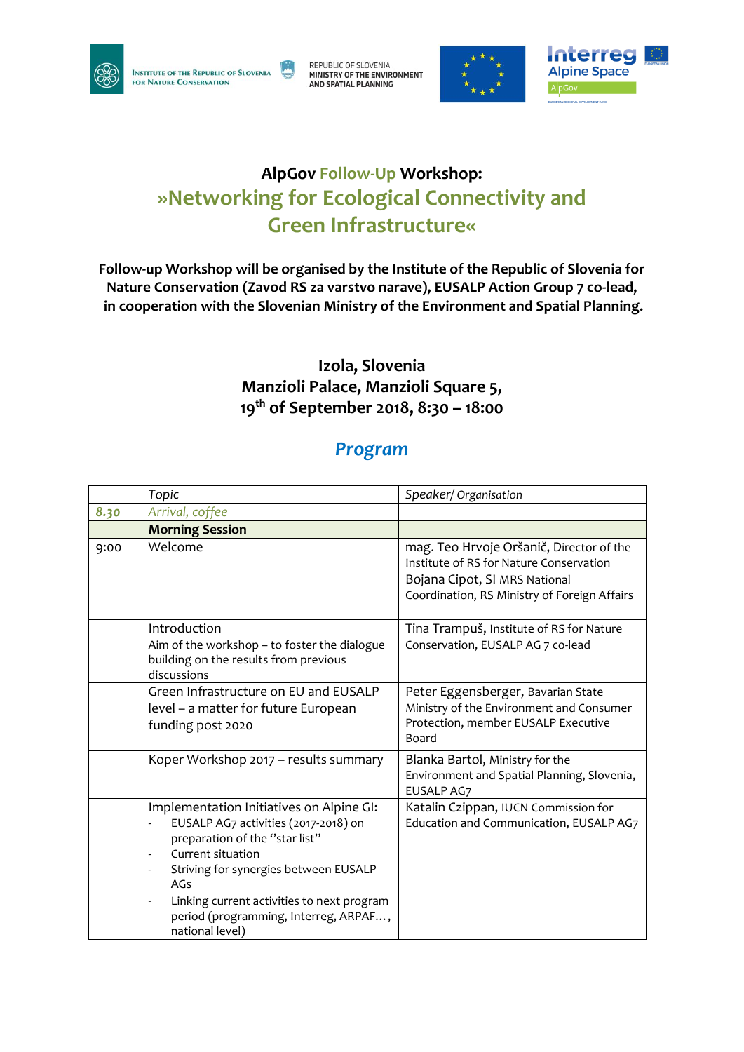INSTITUTE OF THE REPUBLIC OF SLOVENIA FOR NATURE CONSERVATION

REPUBLIC OF SLOVENIA
MINISTRY OF THE ENVIRONMENT AND SPATIAL PLANNING

Interreg Alpine Space AlpGov

## AlpGov Follow-Up Workshop:

# »Networking for Ecological Connectivity and Green Infrastructure«

**Follow-up Workshop will be organised by the Institute of the Republic of Slovenia for Nature Conservation (Zavod RS za varstvo narave), EUSALP Action Group 7 co-lead, in cooperation with the Slovenian Ministry of the Environment and Spatial Planning.**

**Izola, Slovenia**
**Manzioli Palace, Manzioli Square 5,**
**19th of September 2018, 8:30 – 18:00**

## *Program*

| | *Topic* | *Speaker/ Organisation* |
|---|---|---|
| *8.30* | *Arrival, coffee* | |
| | **Morning Session** | |
| 9:00 | Welcome | mag. Teo Hrvoje Oršanič, Director of the Institute of RS for Nature Conservation<br>Bojana Cipot, SI MRS National Coordination, RS Ministry of Foreign Affairs |
| | Introduction<br>Aim of the workshop – to foster the dialogue building on the results from previous discussions | Tina Trampuš, Institute of RS for Nature Conservation, EUSALP AG 7 co-lead |
| | Green Infrastructure on EU and EUSALP level – a matter for future European funding post 2020 | Peter Eggensberger, Bavarian State Ministry of the Environment and Consumer Protection, member EUSALP Executive Board |
| | Koper Workshop 2017 – results summary | Blanka Bartol, Ministry for the Environment and Spatial Planning, Slovenia, EUSALP AG7 |
| | Implementation Initiatives on Alpine GI:<br>- EUSALP AG7 activities (2017-2018) on preparation of the "star list"<br>- Current situation<br>- Striving for synergies between EUSALP AGs<br>- Linking current activities to next program period (programming, Interreg, ARPAF…, national level) | Katalin Czippan, IUCN Commission for Education and Communication, EUSALP AG7 |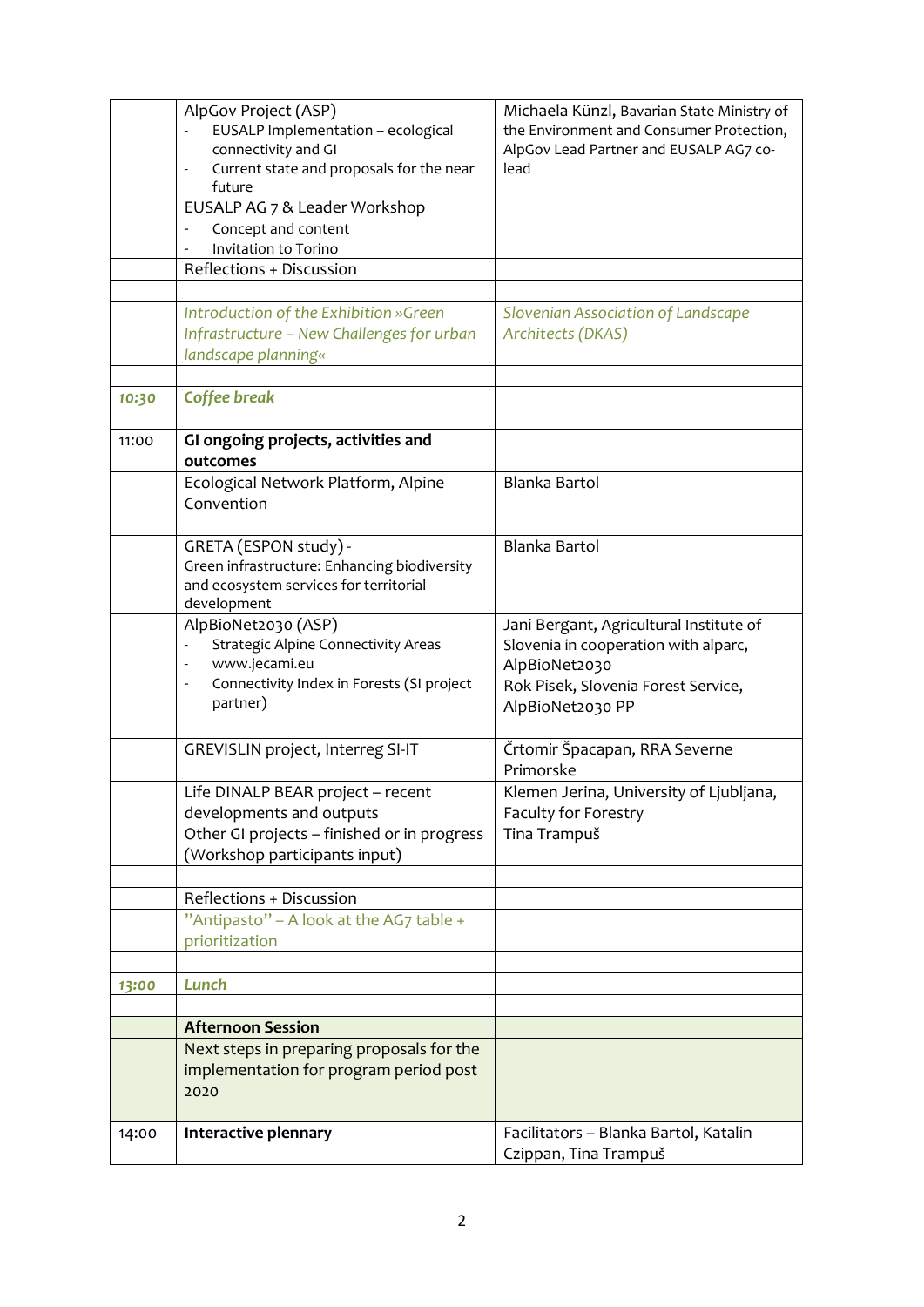| | | |
|---|---|---|
| | AlpGov Project (ASP)<br>- EUSALP Implementation – ecological connectivity and GI<br>- Current state and proposals for the near future<br>EUSALP AG 7 & Leader Workshop<br>- Concept and content<br>- Invitation to Torino | Michaela Künzl, Bavarian State Ministry of the Environment and Consumer Protection, AlpGov Lead Partner and EUSALP AG7 co-lead |
| | Reflections + Discussion | |
| | | |
| | *Introduction of the Exhibition »Green Infrastructure – New Challenges for urban landscape planning«* | *Slovenian Association of Landscape Architects (DKAS)* |
| | | |
| ***10:30*** | ***Coffee break*** | |
| 11:00 | **GI ongoing projects, activities and outcomes** | |
| | Ecological Network Platform, Alpine Convention | Blanka Bartol |
| | GRETA (ESPON study) -<br>Green infrastructure: Enhancing biodiversity and ecosystem services for territorial development | Blanka Bartol |
| | AlpBioNet2030 (ASP)<br>- Strategic Alpine Connectivity Areas<br>- www.jecami.eu<br>- Connectivity Index in Forests (SI project partner) | Jani Bergant, Agricultural Institute of Slovenia in cooperation with alparc, AlpBioNet2030<br>Rok Pisek, Slovenia Forest Service, AlpBioNet2030 PP |
| | GREVISLIN project, Interreg SI-IT | Črtomir Špacapan, RRA Severne Primorske |
| | Life DINALP BEAR project – recent developments and outputs | Klemen Jerina, University of Ljubljana, Faculty for Forestry |
| | Other GI projects – finished or in progress (Workshop participants input) | Tina Trampuš |
| | | |
| | Reflections + Discussion | |
| | "Antipasto" – A look at the AG7 table + prioritization | |
| | | |
| ***13:00*** | ***Lunch*** | |
| | | |
| | **Afternoon Session** | |
| | Next steps in preparing proposals for the implementation for program period post 2020 | |
| 14:00 | **Interactive plennary** | Facilitators – Blanka Bartol, Katalin Czippan, Tina Trampuš |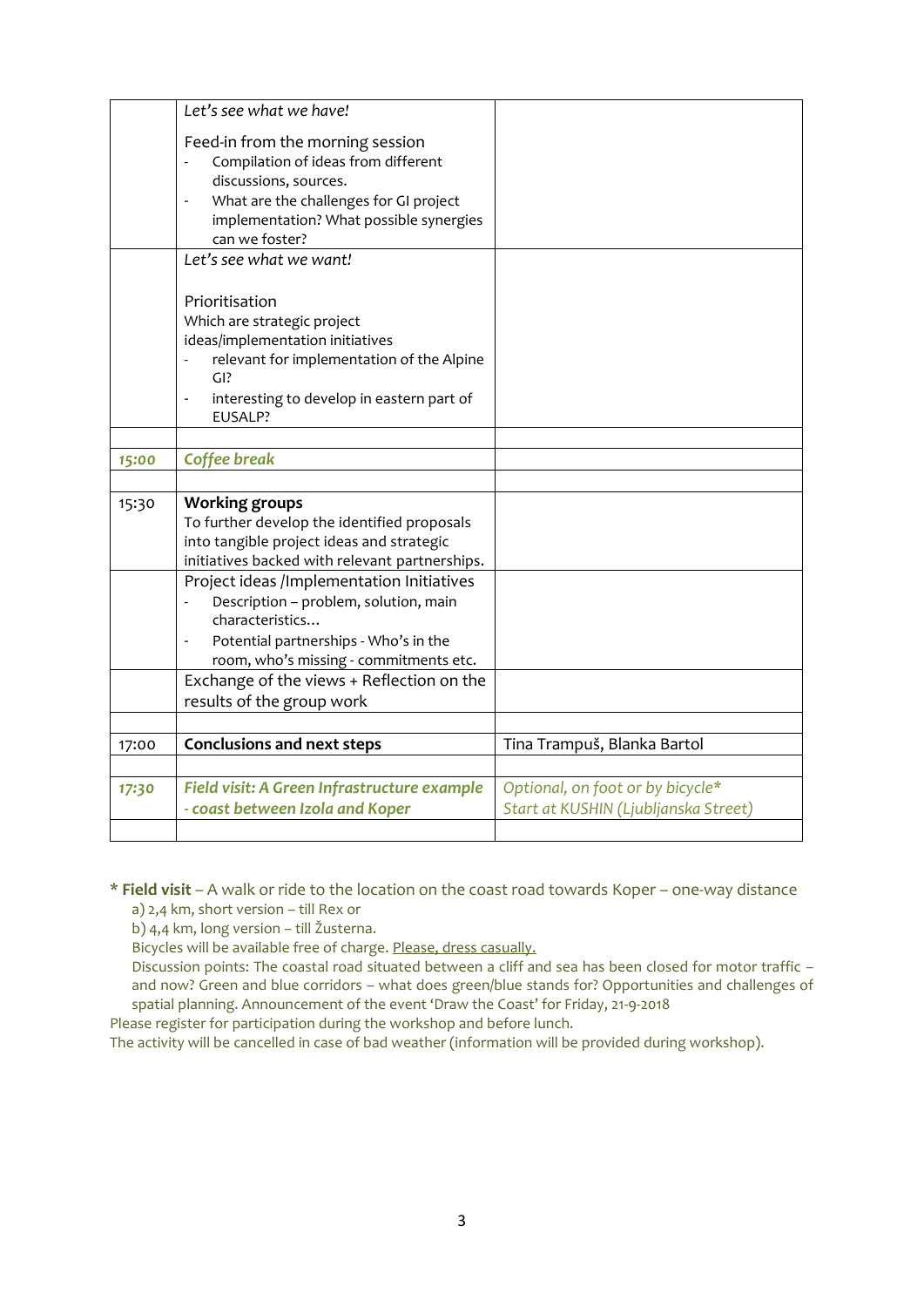|  |  |  |
|---|---|---|
|  | *Let's see what we have!*<br><br>Feed-in from the morning session<br>- Compilation of ideas from different discussions, sources.<br>- What are the challenges for GI project implementation? What possible synergies can we foster? |  |
|  | *Let's see what we want!*<br><br>Prioritisation<br>Which are strategic project ideas/implementation initiatives<br>- relevant for implementation of the Alpine GI?<br>- interesting to develop in eastern part of EUSALP? |  |
|  |  |  |
| ***15:00*** | ***Coffee break*** |  |
|  |  |  |
| 15:30 | **Working groups**<br>To further develop the identified proposals into tangible project ideas and strategic initiatives backed with relevant partnerships. |  |
|  | Project ideas /Implementation Initiatives<br>- Description – problem, solution, main characteristics…<br>- Potential partnerships - Who's in the room, who's missing - commitments etc. |  |
|  | Exchange of the views + Reflection on the results of the group work |  |
|  |  |  |
| 17:00 | **Conclusions and next steps** | Tina Trampuš, Blanka Bartol |
|  |  |  |
| ***17:30*** | ***Field visit: A Green Infrastructure example - coast between Izola and Koper*** | *Optional, on foot or by bicycle\**<br>*Start at KUSHIN (Ljubljanska Street)* |
|  |  |  |

**\* Field visit** – A walk or ride to the location on the coast road towards Koper – one-way distance

a) 2,4 km, short version – till Rex or

b) 4,4 km, long version – till Žusterna.

Bicycles will be available free of charge. Please, dress casually.

Discussion points: The coastal road situated between a cliff and sea has been closed for motor traffic – and now? Green and blue corridors – what does green/blue stands for? Opportunities and challenges of spatial planning. Announcement of the event 'Draw the Coast' for Friday, 21-9-2018

Please register for participation during the workshop and before lunch.

The activity will be cancelled in case of bad weather (information will be provided during workshop).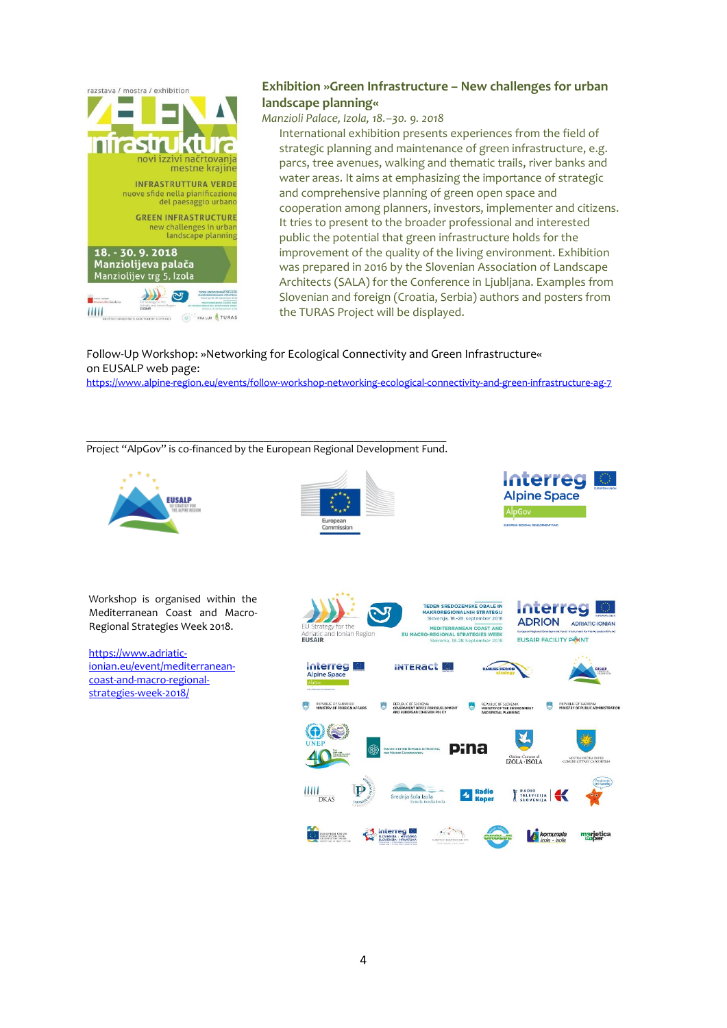### Exhibition »Green Infrastructure – New challenges for urban landscape planning«

*Manzioli Palace, Izola, 18.–30. 9. 2018*

International exhibition presents experiences from the field of strategic planning and maintenance of green infrastructure, e.g. parcs, tree avenues, walking and thematic trails, river banks and water areas. It aims at emphasizing the importance of strategic and comprehensive planning of green open space and cooperation among planners, investors, implementer and citizens. It tries to present to the broader professional and interested public the potential that green infrastructure holds for the improvement of the quality of the living environment. Exhibition was prepared in 2016 by the Slovenian Association of Landscape Architects (SALA) for the Conference in Ljubljana. Examples from Slovenian and foreign (Croatia, Serbia) authors and posters from the TURAS Project will be displayed.

Follow-Up Workshop: »Networking for Ecological Connectivity and Green Infrastructure« on EUSALP web page:
https://www.alpine-region.eu/events/follow-workshop-networking-ecological-connectivity-and-green-infrastructure-ag-7

---

Project "AlpGov" is co-financed by the European Regional Development Fund.

Workshop is organised within the Mediterranean Coast and Macro-Regional Strategies Week 2018.

https://www.adriatic-ionian.eu/event/mediterranean-coast-and-macro-regional-strategies-week-2018/